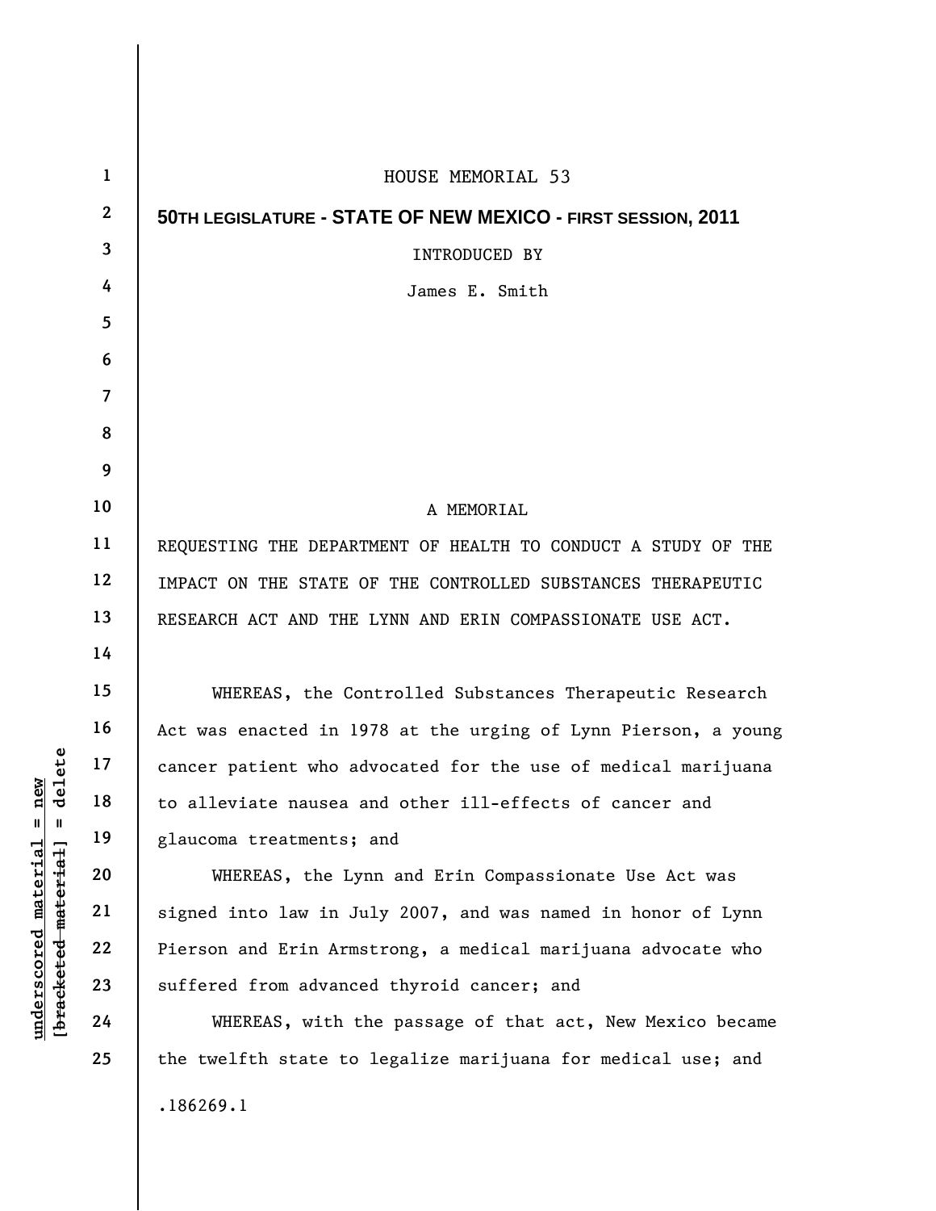HOUSE MEMORIAL 53

**50TH LEGISLATURE - STATE OF NEW MEXICO - FIRST SESSION, 2011**

INTRODUCED BY

James E. Smith

A MEMORIAL

REQUESTING THE DEPARTMENT OF HEALTH TO CONDUCT A STUDY OF THE IMPACT ON THE STATE OF THE CONTROLLED SUBSTANCES THERAPEUTIC RESEARCH ACT AND THE LYNN AND ERIN COMPASSIONATE USE ACT.

WHEREAS, the Controlled Substances Therapeutic Research Act was enacted in 1978 at the urging of Lynn Pierson, a young cancer patient who advocated for the use of medical marijuana to alleviate nausea and other ill-effects of cancer and glaucoma treatments; and

WHEREAS, the Lynn and Erin Compassionate Use Act was signed into law in July 2007, and was named in honor of Lynn Pierson and Erin Armstrong, a medical marijuana advocate who suffered from advanced thyroid cancer; and

WHEREAS, with the passage of that act, New Mexico became the twelfth state to legalize marijuana for medical use; and

.186269.1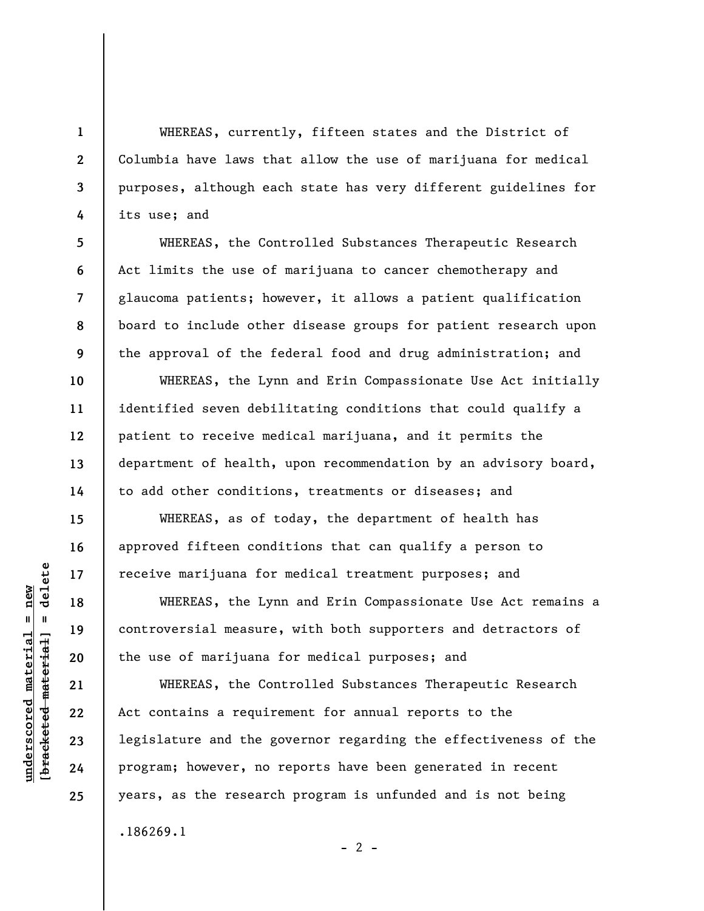WHEREAS, currently, fifteen states and the District of Columbia have laws that allow the use of marijuana for medical purposes, although each state has very different guidelines for its use; and

WHEREAS, the Controlled Substances Therapeutic Research Act limits the use of marijuana to cancer chemotherapy and glaucoma patients; however, it allows a patient qualification board to include other disease groups for patient research upon the approval of the federal food and drug administration; and

WHEREAS, the Lynn and Erin Compassionate Use Act initially identified seven debilitating conditions that could qualify a patient to receive medical marijuana, and it permits the department of health, upon recommendation by an advisory board, to add other conditions, treatments or diseases; and

WHEREAS, as of today, the department of health has approved fifteen conditions that can qualify a person to receive marijuana for medical treatment purposes; and

WHEREAS, the Lynn and Erin Compassionate Use Act remains a controversial measure, with both supporters and detractors of the use of marijuana for medical purposes; and

WHEREAS, the Controlled Substances Therapeutic Research Act contains a requirement for annual reports to the legislature and the governor regarding the effectiveness of the program; however, no reports have been generated in recent years, as the research program is unfunded and is not being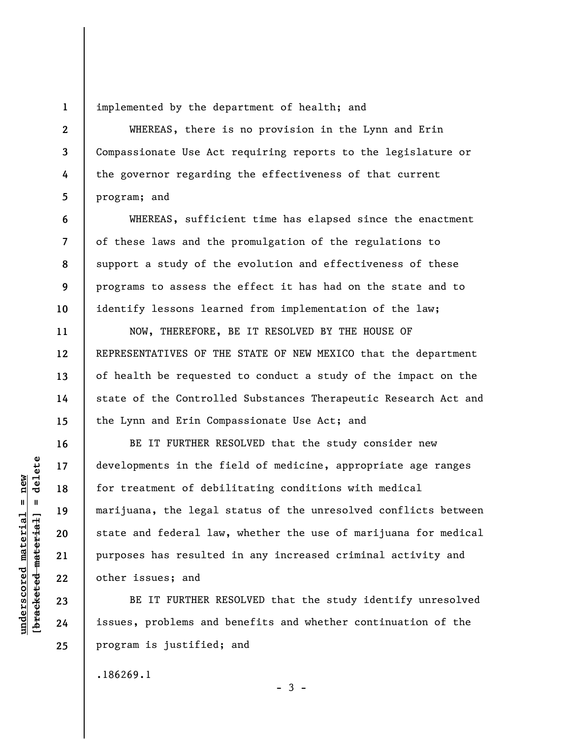implemented by the department of health; and

WHEREAS, there is no provision in the Lynn and Erin Compassionate Use Act requiring reports to the legislature or the governor regarding the effectiveness of that current program; and

WHEREAS, sufficient time has elapsed since the enactment of these laws and the promulgation of the regulations to support a study of the evolution and effectiveness of these programs to assess the effect it has had on the state and to identify lessons learned from implementation of the law;

NOW, THEREFORE, BE IT RESOLVED BY THE HOUSE OF REPRESENTATIVES OF THE STATE OF NEW MEXICO that the department of health be requested to conduct a study of the impact on the state of the Controlled Substances Therapeutic Research Act and the Lynn and Erin Compassionate Use Act; and

BE IT FURTHER RESOLVED that the study consider new developments in the field of medicine, appropriate age ranges for treatment of debilitating conditions with medical marijuana, the legal status of the unresolved conflicts between state and federal law, whether the use of marijuana for medical purposes has resulted in any increased criminal activity and other issues; and

BE IT FURTHER RESOLVED that the study identify unresolved issues, problems and benefits and whether continuation of the program is justified; and

.186269.1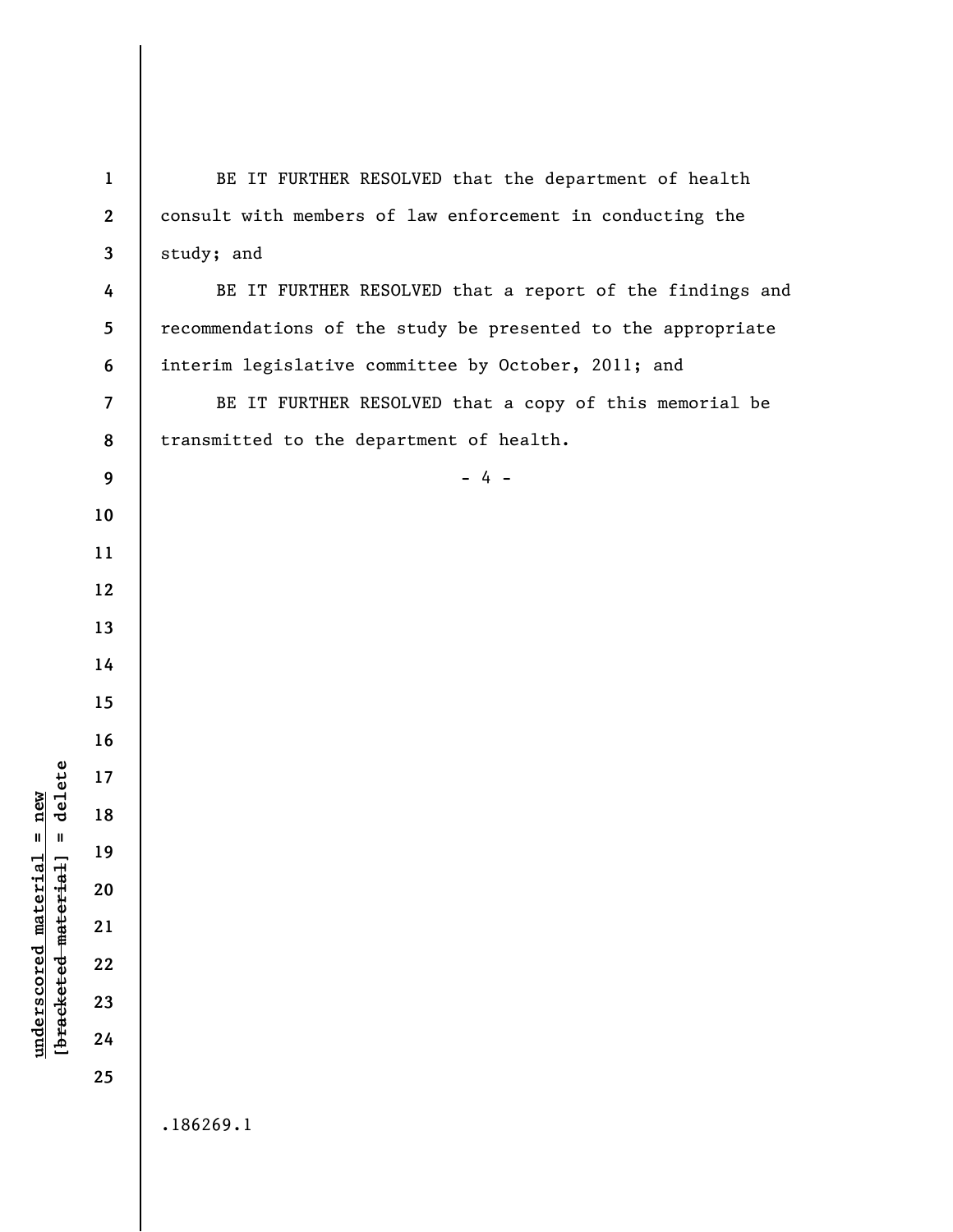BE IT FURTHER RESOLVED that the department of health consult with members of law enforcement in conducting the study; and

BE IT FURTHER RESOLVED that a report of the findings and recommendations of the study be presented to the appropriate interim legislative committee by October, 2011; and

BE IT FURTHER RESOLVED that a copy of this memorial be transmitted to the department of health.

.186269.1